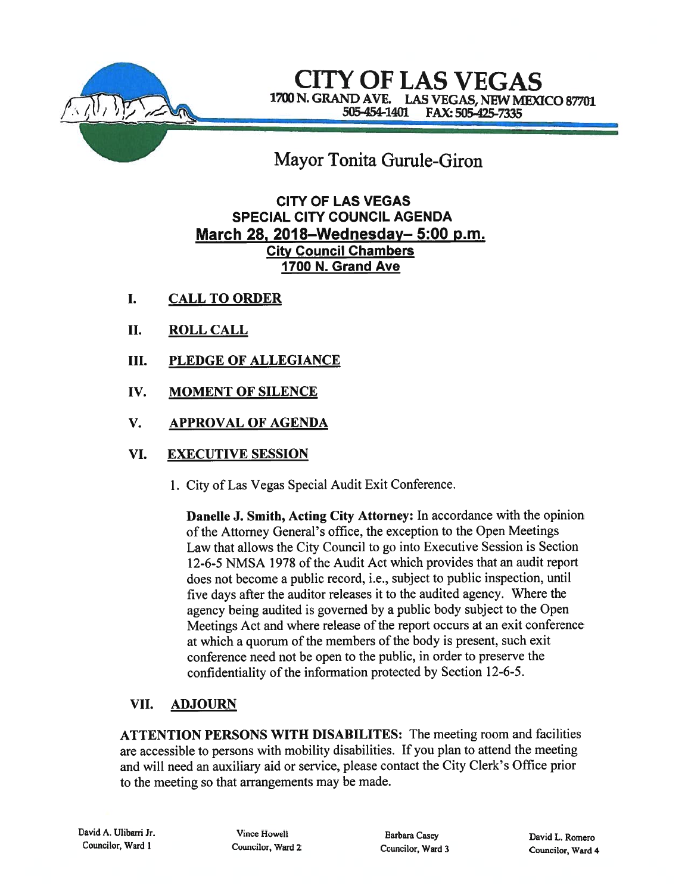# CITY OF LAS VEGAS

1700 N. GRAND AVE. LAS VEGAS, NEW MEXICO 87701
505-454-1401 FAX: 505-425-7335

## Mayor Tonita Gurule-Giron

**CITY OF LAS VEGAS**
**SPECIAL CITY COUNCIL AGENDA**
**March 28, 2018–Wednesday– 5:00 p.m.**
**City Council Chambers**
**1700 N. Grand Ave**

I. **CALL TO ORDER**

II. **ROLL CALL**

III. **PLEDGE OF ALLEGIANCE**

IV. **MOMENT OF SILENCE**

V. **APPROVAL OF AGENDA**

VI. **EXECUTIVE SESSION**

1. City of Las Vegas Special Audit Exit Conference.

   **Danelle J. Smith, Acting City Attorney:** In accordance with the opinion of the Attorney General's office, the exception to the Open Meetings Law that allows the City Council to go into Executive Session is Section 12-6-5 NMSA 1978 of the Audit Act which provides that an audit report does not become a public record, i.e., subject to public inspection, until five days after the auditor releases it to the audited agency. Where the agency being audited is governed by a public body subject to the Open Meetings Act and where release of the report occurs at an exit conference at which a quorum of the members of the body is present, such exit conference need not be open to the public, in order to preserve the confidentiality of the information protected by Section 12-6-5.

VII. **ADJOURN**

**ATTENTION PERSONS WITH DISABILITES:** The meeting room and facilities are accessible to persons with mobility disabilities. If you plan to attend the meeting and will need an auxiliary aid or service, please contact the City Clerk's Office prior to the meeting so that arrangements may be made.

| David A. Ulibarri Jr. | Vince Howell | Barbara Casey | David L. Romero |
|---|---|---|---|
| Councilor, Ward 1 | Councilor, Ward 2 | Councilor, Ward 3 | Councilor, Ward 4 |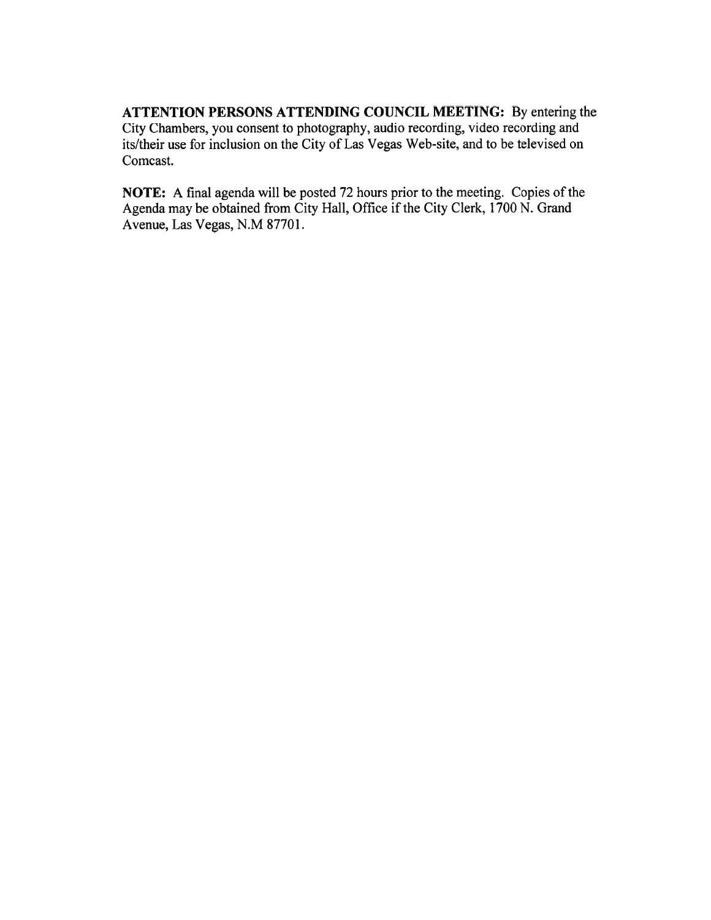**ATTENTION PERSONS ATTENDING COUNCIL MEETING:** By entering the City Chambers, you consent to photography, audio recording, video recording and its/their use for inclusion on the City of Las Vegas Web-site, and to be televised on Comcast.

**NOTE:** A final agenda will be posted 72 hours prior to the meeting. Copies of the Agenda may be obtained from City Hall, Office if the City Clerk, 1700 N. Grand Avenue, Las Vegas, N.M 87701.